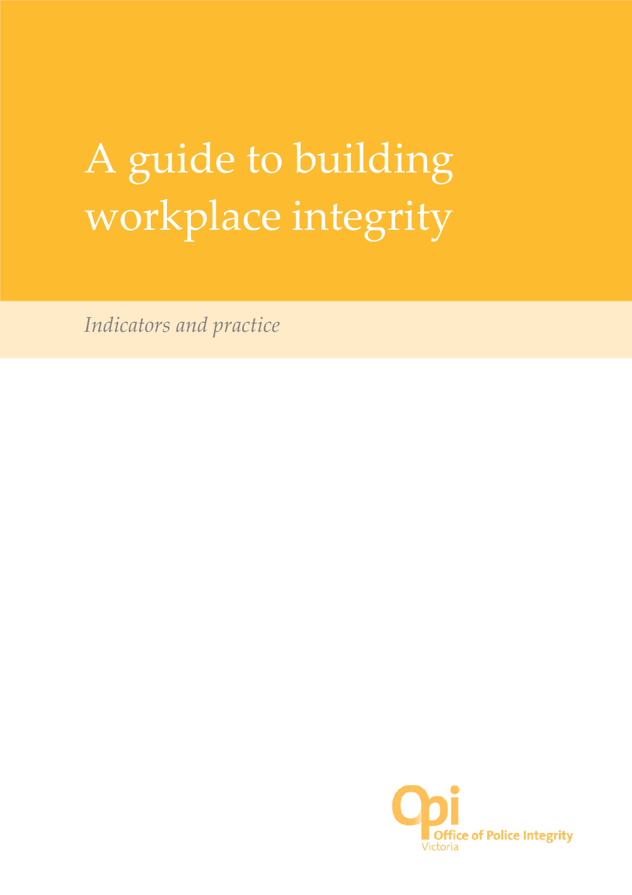# A guide to building workplace integrity

*Indicators and practice*

Opi
Office of Police Integrity
Victoria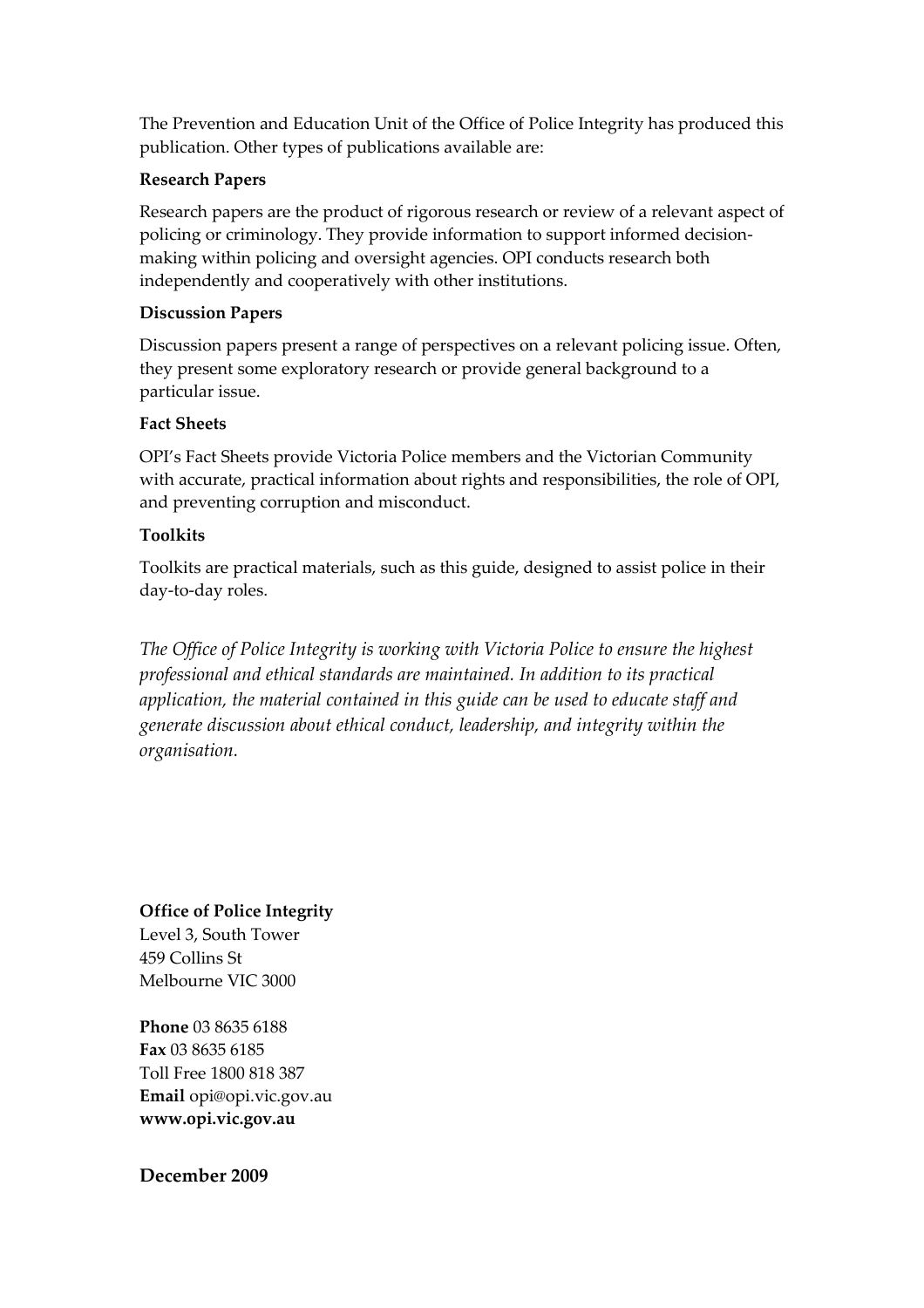The Prevention and Education Unit of the Office of Police Integrity has produced this publication. Other types of publications available are:

**Research Papers**

Research papers are the product of rigorous research or review of a relevant aspect of policing or criminology. They provide information to support informed decision-making within policing and oversight agencies. OPI conducts research both independently and cooperatively with other institutions.

**Discussion Papers**

Discussion papers present a range of perspectives on a relevant policing issue. Often, they present some exploratory research or provide general background to a particular issue.

**Fact Sheets**

OPI's Fact Sheets provide Victoria Police members and the Victorian Community with accurate, practical information about rights and responsibilities, the role of OPI, and preventing corruption and misconduct.

**Toolkits**

Toolkits are practical materials, such as this guide, designed to assist police in their day-to-day roles.

*The Office of Police Integrity is working with Victoria Police to ensure the highest professional and ethical standards are maintained. In addition to its practical application, the material contained in this guide can be used to educate staff and generate discussion about ethical conduct, leadership, and integrity within the organisation.*

**Office of Police Integrity**
Level 3, South Tower
459 Collins St
Melbourne VIC 3000

**Phone** 03 8635 6188
**Fax** 03 8635 6185
Toll Free 1800 818 387
**Email** opi@opi.vic.gov.au
**www.opi.vic.gov.au**

**December 2009**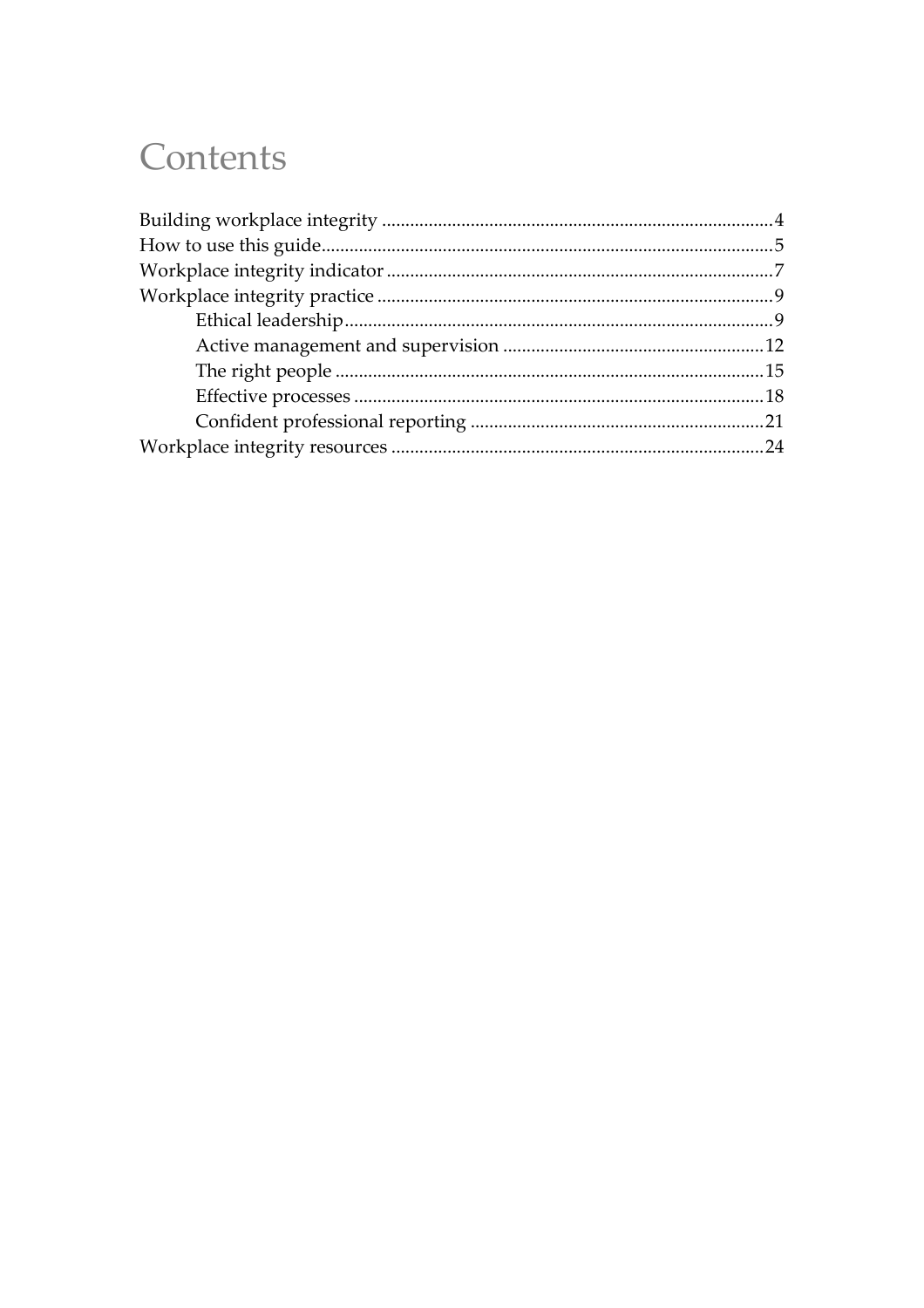# Contents

Building workplace integrity ....................................................................................4
How to use this guide..................................................................................................5
Workplace integrity indicator ....................................................................................7
Workplace integrity practice ......................................................................................9
- Ethical leadership..............................................................................................9
- Active management and supervision ..........................................................12
- The right people ..............................................................................................15
- Effective processes ..........................................................................................18
- Confident professional reporting .................................................................21

Workplace integrity resources ..................................................................................24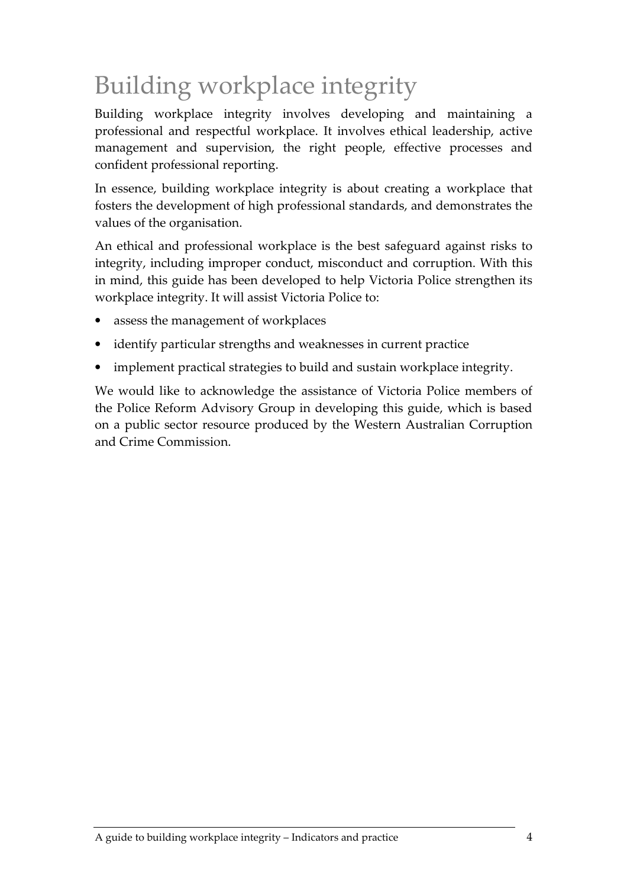# Building workplace integrity

Building workplace integrity involves developing and maintaining a professional and respectful workplace. It involves ethical leadership, active management and supervision, the right people, effective processes and confident professional reporting.

In essence, building workplace integrity is about creating a workplace that fosters the development of high professional standards, and demonstrates the values of the organisation.

An ethical and professional workplace is the best safeguard against risks to integrity, including improper conduct, misconduct and corruption. With this in mind, this guide has been developed to help Victoria Police strengthen its workplace integrity. It will assist Victoria Police to:

- assess the management of workplaces
- identify particular strengths and weaknesses in current practice
- implement practical strategies to build and sustain workplace integrity.

We would like to acknowledge the assistance of Victoria Police members of the Police Reform Advisory Group in developing this guide, which is based on a public sector resource produced by the Western Australian Corruption and Crime Commission.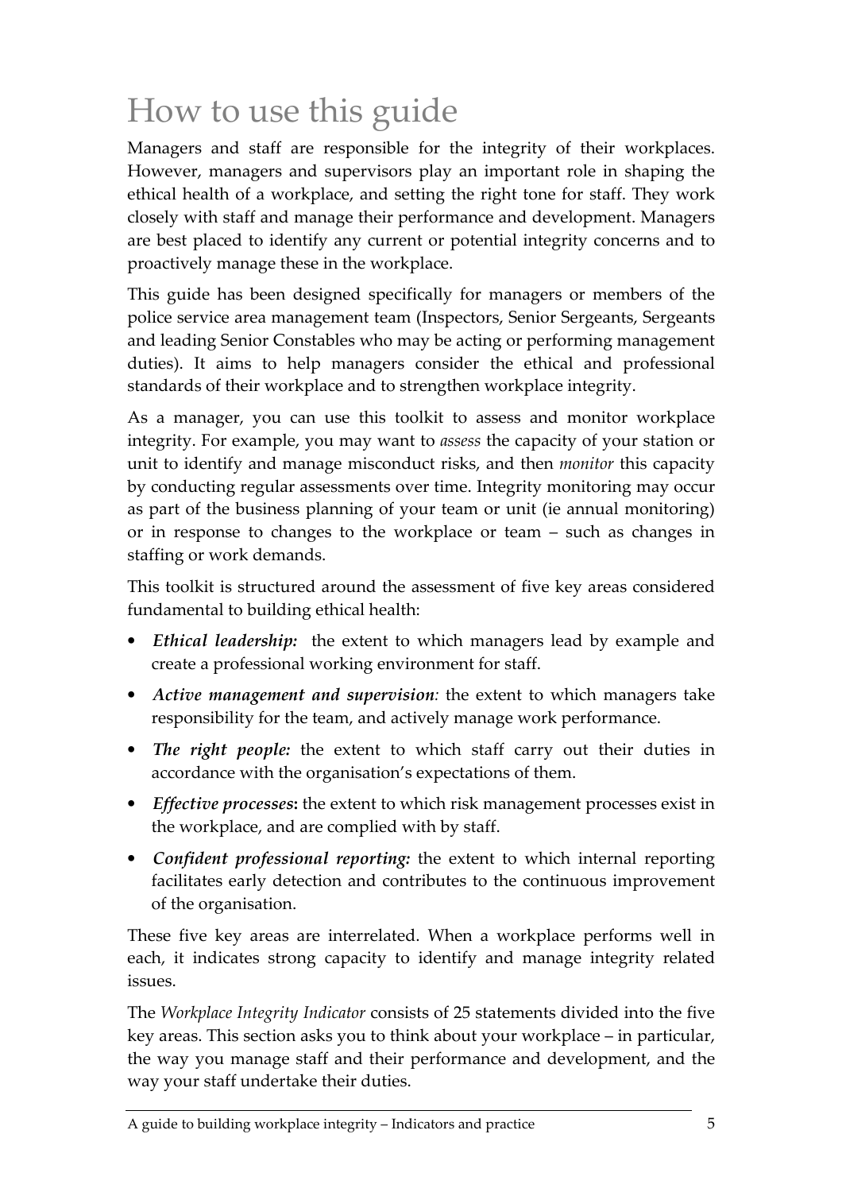# How to use this guide

Managers and staff are responsible for the integrity of their workplaces. However, managers and supervisors play an important role in shaping the ethical health of a workplace, and setting the right tone for staff. They work closely with staff and manage their performance and development. Managers are best placed to identify any current or potential integrity concerns and to proactively manage these in the workplace.

This guide has been designed specifically for managers or members of the police service area management team (Inspectors, Senior Sergeants, Sergeants and leading Senior Constables who may be acting or performing management duties). It aims to help managers consider the ethical and professional standards of their workplace and to strengthen workplace integrity.

As a manager, you can use this toolkit to assess and monitor workplace integrity. For example, you may want to *assess* the capacity of your station or unit to identify and manage misconduct risks, and then *monitor* this capacity by conducting regular assessments over time. Integrity monitoring may occur as part of the business planning of your team or unit (ie annual monitoring) or in response to changes to the workplace or team – such as changes in staffing or work demands.

This toolkit is structured around the assessment of five key areas considered fundamental to building ethical health:

- ***Ethical leadership:*** the extent to which managers lead by example and create a professional working environment for staff.
- ***Active management and supervision:*** the extent to which managers take responsibility for the team, and actively manage work performance.
- ***The right people:*** the extent to which staff carry out their duties in accordance with the organisation's expectations of them.
- ***Effective processes*:** the extent to which risk management processes exist in the workplace, and are complied with by staff.
- ***Confident professional reporting:*** the extent to which internal reporting facilitates early detection and contributes to the continuous improvement of the organisation.

These five key areas are interrelated. When a workplace performs well in each, it indicates strong capacity to identify and manage integrity related issues.

The *Workplace Integrity Indicator* consists of 25 statements divided into the five key areas. This section asks you to think about your workplace – in particular, the way you manage staff and their performance and development, and the way your staff undertake their duties.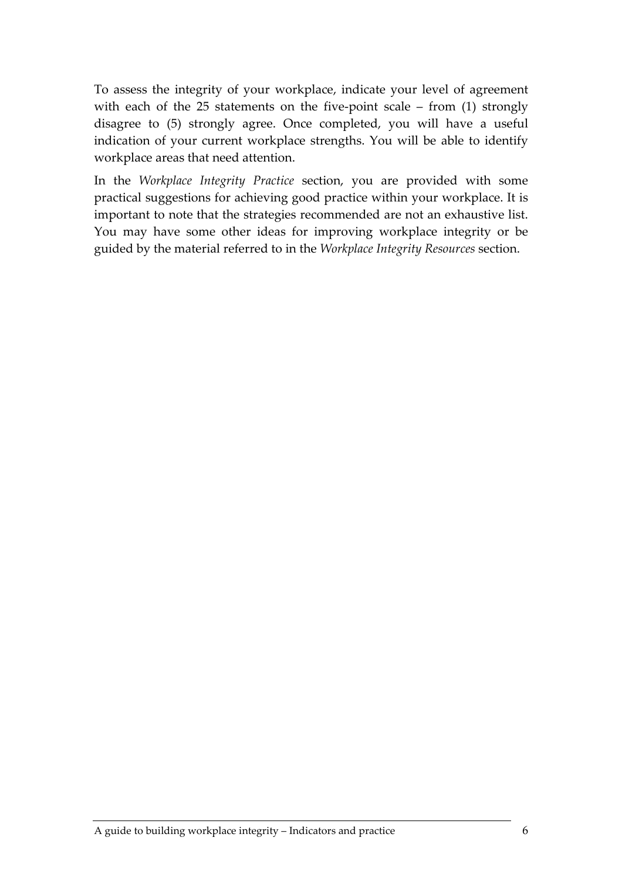To assess the integrity of your workplace, indicate your level of agreement with each of the 25 statements on the five-point scale – from (1) strongly disagree to (5) strongly agree. Once completed, you will have a useful indication of your current workplace strengths. You will be able to identify workplace areas that need attention.

In the *Workplace Integrity Practice* section, you are provided with some practical suggestions for achieving good practice within your workplace. It is important to note that the strategies recommended are not an exhaustive list. You may have some other ideas for improving workplace integrity or be guided by the material referred to in the *Workplace Integrity Resources* section.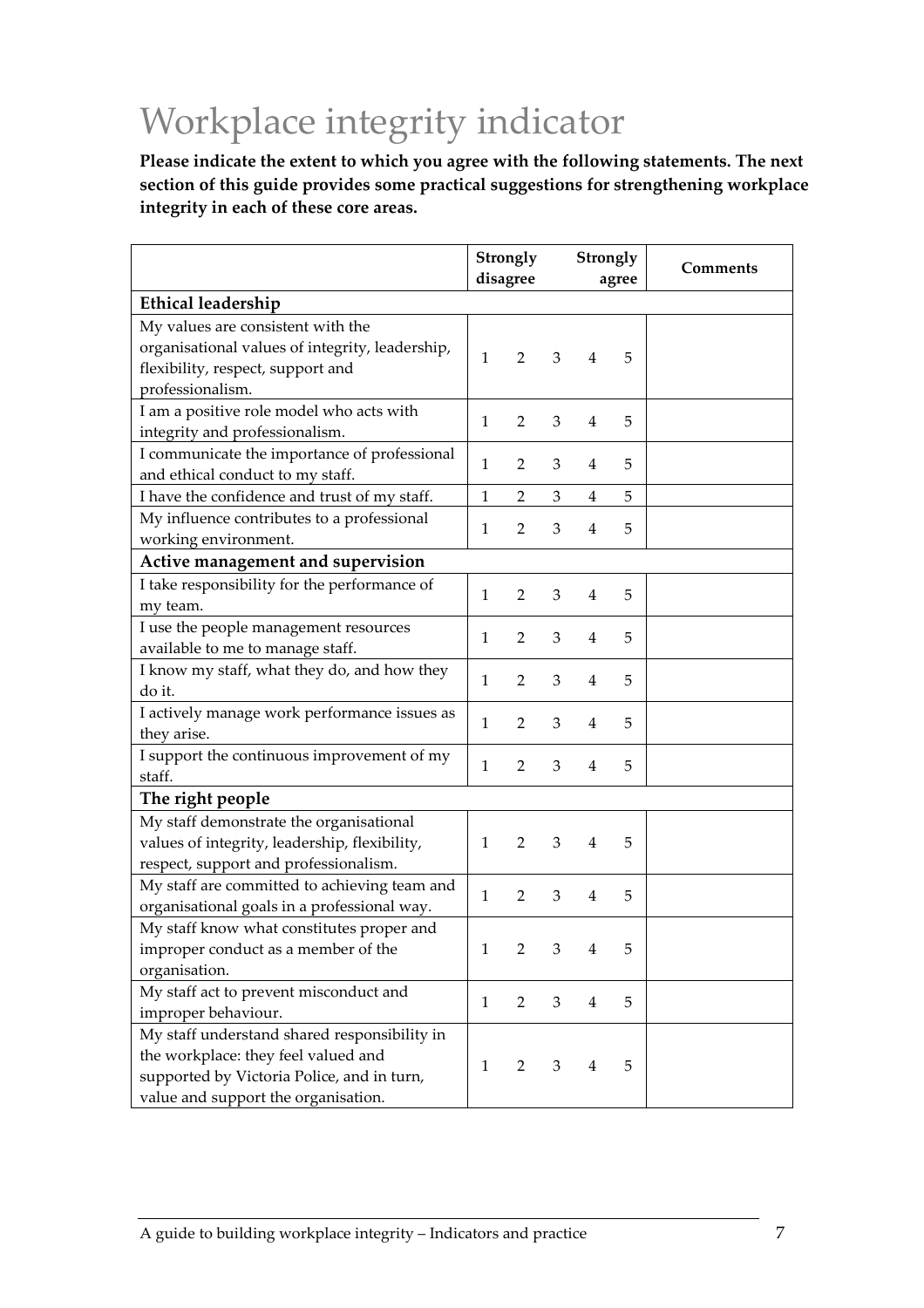# Workplace integrity indicator

**Please indicate the extent to which you agree with the following statements. The next section of this guide provides some practical suggestions for strengthening workplace integrity in each of these core areas.**

| | Strongly disagree | | | | Strongly agree | Comments |
|---|---|---|---|---|---|---|
| **Ethical leadership** | | | | | | |
| My values are consistent with the organisational values of integrity, leadership, flexibility, respect, support and professionalism. | 1 | 2 | 3 | 4 | 5 | |
| I am a positive role model who acts with integrity and professionalism. | 1 | 2 | 3 | 4 | 5 | |
| I communicate the importance of professional and ethical conduct to my staff. | 1 | 2 | 3 | 4 | 5 | |
| I have the confidence and trust of my staff. | 1 | 2 | 3 | 4 | 5 | |
| My influence contributes to a professional working environment. | 1 | 2 | 3 | 4 | 5 | |
| **Active management and supervision** | | | | | | |
| I take responsibility for the performance of my team. | 1 | 2 | 3 | 4 | 5 | |
| I use the people management resources available to me to manage staff. | 1 | 2 | 3 | 4 | 5 | |
| I know my staff, what they do, and how they do it. | 1 | 2 | 3 | 4 | 5 | |
| I actively manage work performance issues as they arise. | 1 | 2 | 3 | 4 | 5 | |
| I support the continuous improvement of my staff. | 1 | 2 | 3 | 4 | 5 | |
| **The right people** | | | | | | |
| My staff demonstrate the organisational values of integrity, leadership, flexibility, respect, support and professionalism. | 1 | 2 | 3 | 4 | 5 | |
| My staff are committed to achieving team and organisational goals in a professional way. | 1 | 2 | 3 | 4 | 5 | |
| My staff know what constitutes proper and improper conduct as a member of the organisation. | 1 | 2 | 3 | 4 | 5 | |
| My staff act to prevent misconduct and improper behaviour. | 1 | 2 | 3 | 4 | 5 | |
| My staff understand shared responsibility in the workplace: they feel valued and supported by Victoria Police, and in turn, value and support the organisation. | 1 | 2 | 3 | 4 | 5 | |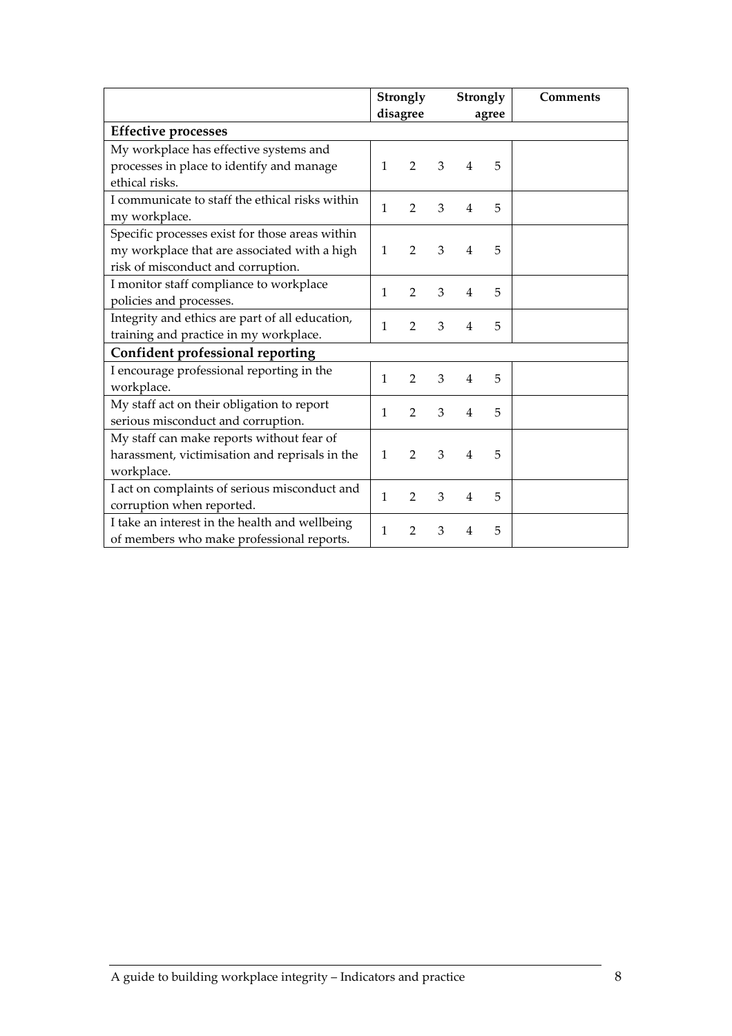| | Strongly disagree | | | | Strongly agree | Comments |
|---|---|---|---|---|---|---|
| **Effective processes** | | | | | | |
| My workplace has effective systems and processes in place to identify and manage ethical risks. | 1 | 2 | 3 | 4 | 5 | |
| I communicate to staff the ethical risks within my workplace. | 1 | 2 | 3 | 4 | 5 | |
| Specific processes exist for those areas within my workplace that are associated with a high risk of misconduct and corruption. | 1 | 2 | 3 | 4 | 5 | |
| I monitor staff compliance to workplace policies and processes. | 1 | 2 | 3 | 4 | 5 | |
| Integrity and ethics are part of all education, training and practice in my workplace. | 1 | 2 | 3 | 4 | 5 | |
| **Confident professional reporting** | | | | | | |
| I encourage professional reporting in the workplace. | 1 | 2 | 3 | 4 | 5 | |
| My staff act on their obligation to report serious misconduct and corruption. | 1 | 2 | 3 | 4 | 5 | |
| My staff can make reports without fear of harassment, victimisation and reprisals in the workplace. | 1 | 2 | 3 | 4 | 5 | |
| I act on complaints of serious misconduct and corruption when reported. | 1 | 2 | 3 | 4 | 5 | |
| I take an interest in the health and wellbeing of members who make professional reports. | 1 | 2 | 3 | 4 | 5 | |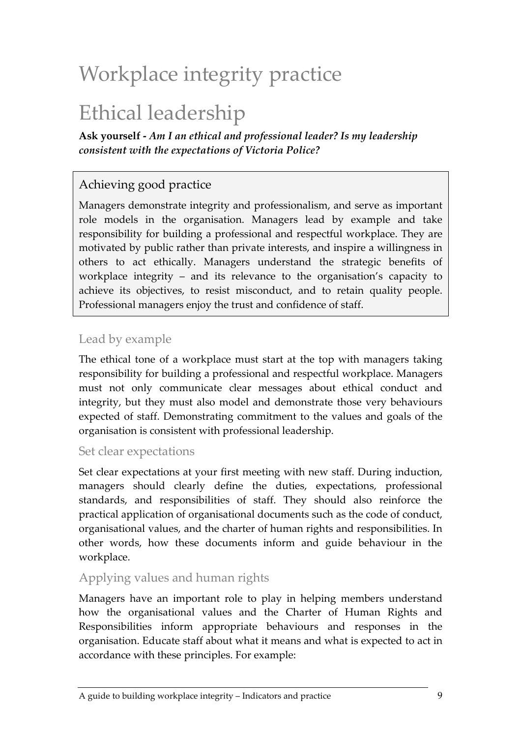# Workplace integrity practice

# Ethical leadership

**Ask yourself -** ***Am I an ethical and professional leader? Is my leadership consistent with the expectations of Victoria Police?***

## Achieving good practice

Managers demonstrate integrity and professionalism, and serve as important role models in the organisation. Managers lead by example and take responsibility for building a professional and respectful workplace. They are motivated by public rather than private interests, and inspire a willingness in others to act ethically. Managers understand the strategic benefits of workplace integrity – and its relevance to the organisation's capacity to achieve its objectives, to resist misconduct, and to retain quality people. Professional managers enjoy the trust and confidence of staff.

## Lead by example

The ethical tone of a workplace must start at the top with managers taking responsibility for building a professional and respectful workplace. Managers must not only communicate clear messages about ethical conduct and integrity, but they must also model and demonstrate those very behaviours expected of staff. Demonstrating commitment to the values and goals of the organisation is consistent with professional leadership.

### Set clear expectations

Set clear expectations at your first meeting with new staff. During induction, managers should clearly define the duties, expectations, professional standards, and responsibilities of staff. They should also reinforce the practical application of organisational documents such as the code of conduct, organisational values, and the charter of human rights and responsibilities. In other words, how these documents inform and guide behaviour in the workplace.

### Applying values and human rights

Managers have an important role to play in helping members understand how the organisational values and the Charter of Human Rights and Responsibilities inform appropriate behaviours and responses in the organisation. Educate staff about what it means and what is expected to act in accordance with these principles. For example: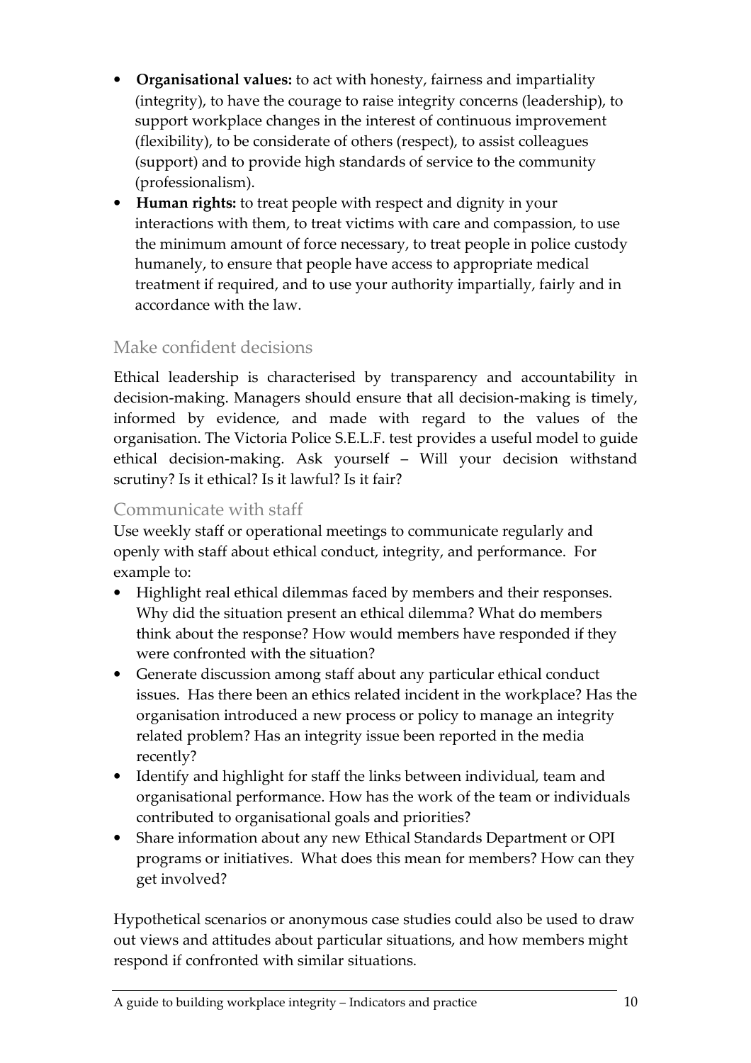- **Organisational values:** to act with honesty, fairness and impartiality (integrity), to have the courage to raise integrity concerns (leadership), to support workplace changes in the interest of continuous improvement (flexibility), to be considerate of others (respect), to assist colleagues (support) and to provide high standards of service to the community (professionalism).
- **Human rights:** to treat people with respect and dignity in your interactions with them, to treat victims with care and compassion, to use the minimum amount of force necessary, to treat people in police custody humanely, to ensure that people have access to appropriate medical treatment if required, and to use your authority impartially, fairly and in accordance with the law.

## Make confident decisions

Ethical leadership is characterised by transparency and accountability in decision-making. Managers should ensure that all decision-making is timely, informed by evidence, and made with regard to the values of the organisation. The Victoria Police S.E.L.F. test provides a useful model to guide ethical decision-making. Ask yourself – Will your decision withstand scrutiny? Is it ethical? Is it lawful? Is it fair?

## Communicate with staff

Use weekly staff or operational meetings to communicate regularly and openly with staff about ethical conduct, integrity, and performance. For example to:

- Highlight real ethical dilemmas faced by members and their responses. Why did the situation present an ethical dilemma? What do members think about the response? How would members have responded if they were confronted with the situation?
- Generate discussion among staff about any particular ethical conduct issues. Has there been an ethics related incident in the workplace? Has the organisation introduced a new process or policy to manage an integrity related problem? Has an integrity issue been reported in the media recently?
- Identify and highlight for staff the links between individual, team and organisational performance. How has the work of the team or individuals contributed to organisational goals and priorities?
- Share information about any new Ethical Standards Department or OPI programs or initiatives. What does this mean for members? How can they get involved?

Hypothetical scenarios or anonymous case studies could also be used to draw out views and attitudes about particular situations, and how members might respond if confronted with similar situations.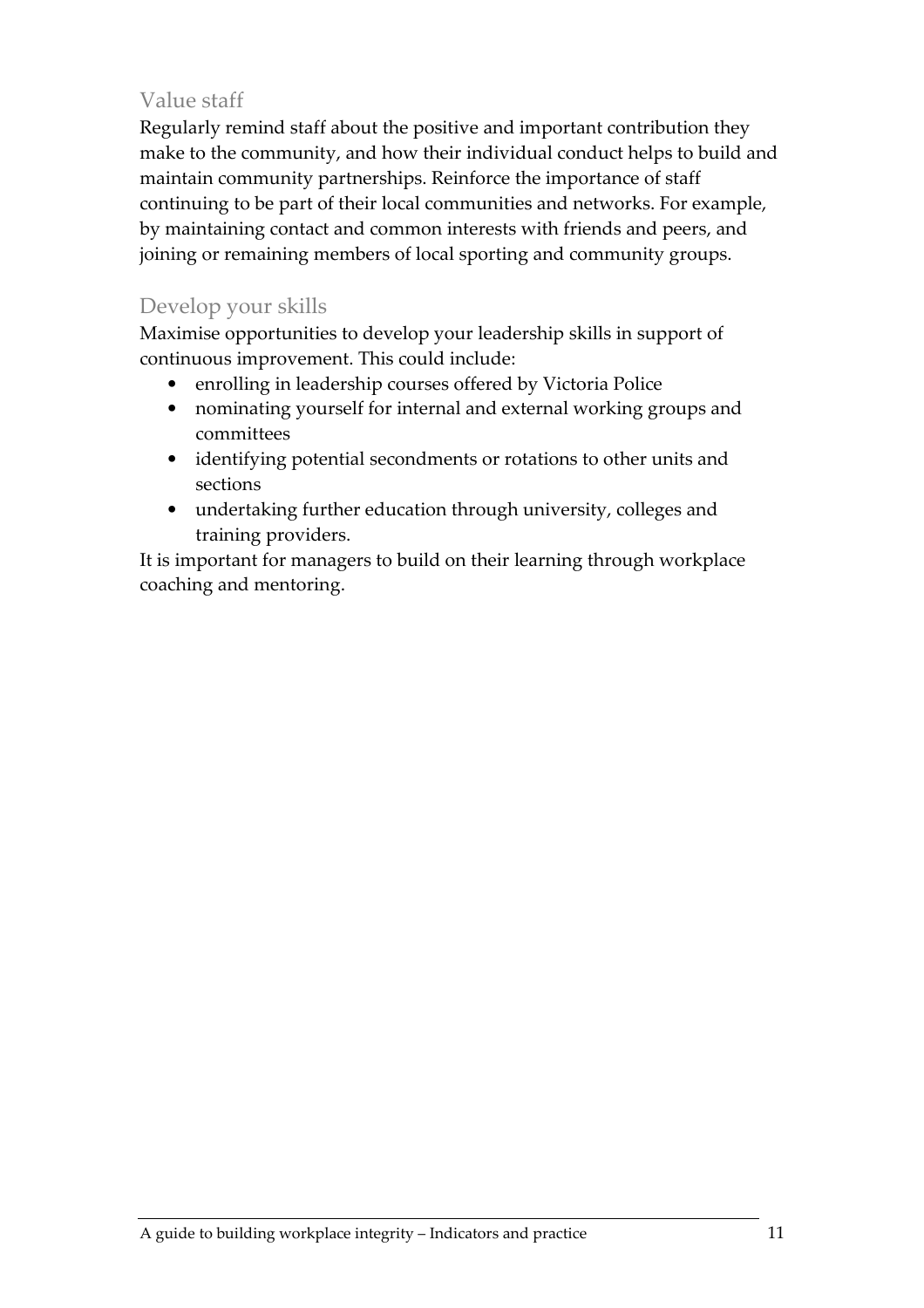## Value staff

Regularly remind staff about the positive and important contribution they make to the community, and how their individual conduct helps to build and maintain community partnerships. Reinforce the importance of staff continuing to be part of their local communities and networks. For example, by maintaining contact and common interests with friends and peers, and joining or remaining members of local sporting and community groups.

## Develop your skills

Maximise opportunities to develop your leadership skills in support of continuous improvement. This could include:

- enrolling in leadership courses offered by Victoria Police
- nominating yourself for internal and external working groups and committees
- identifying potential secondments or rotations to other units and sections
- undertaking further education through university, colleges and training providers.

It is important for managers to build on their learning through workplace coaching and mentoring.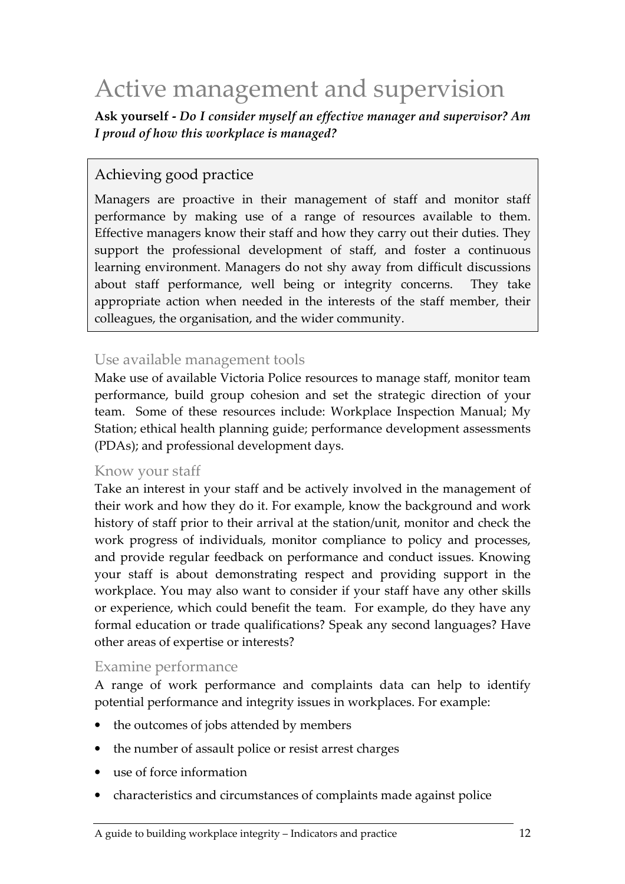# Active management and supervision

**Ask yourself -** ***Do I consider myself an effective manager and supervisor? Am I proud of how this workplace is managed?***

## Achieving good practice

Managers are proactive in their management of staff and monitor staff performance by making use of a range of resources available to them. Effective managers know their staff and how they carry out their duties. They support the professional development of staff, and foster a continuous learning environment. Managers do not shy away from difficult discussions about staff performance, well being or integrity concerns. They take appropriate action when needed in the interests of the staff member, their colleagues, the organisation, and the wider community.

### Use available management tools

Make use of available Victoria Police resources to manage staff, monitor team performance, build group cohesion and set the strategic direction of your team. Some of these resources include: Workplace Inspection Manual; My Station; ethical health planning guide; performance development assessments (PDAs); and professional development days.

### Know your staff

Take an interest in your staff and be actively involved in the management of their work and how they do it. For example, know the background and work history of staff prior to their arrival at the station/unit, monitor and check the work progress of individuals, monitor compliance to policy and processes, and provide regular feedback on performance and conduct issues. Knowing your staff is about demonstrating respect and providing support in the workplace. You may also want to consider if your staff have any other skills or experience, which could benefit the team. For example, do they have any formal education or trade qualifications? Speak any second languages? Have other areas of expertise or interests?

### Examine performance

A range of work performance and complaints data can help to identify potential performance and integrity issues in workplaces. For example:

- the outcomes of jobs attended by members
- the number of assault police or resist arrest charges
- use of force information
- characteristics and circumstances of complaints made against police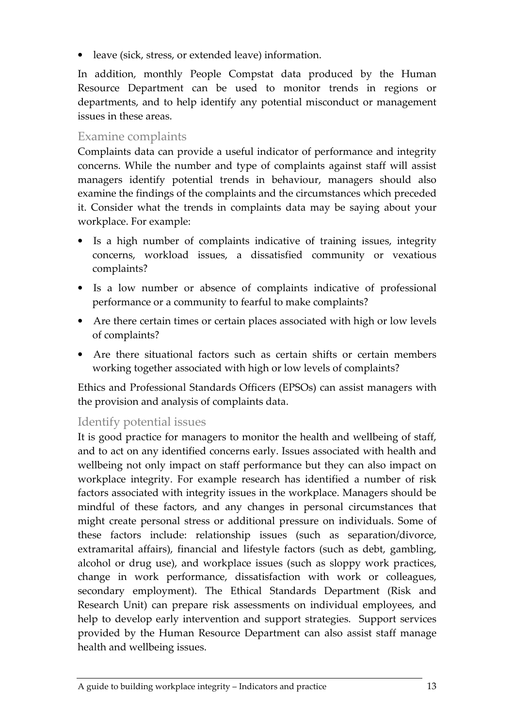- leave (sick, stress, or extended leave) information.

In addition, monthly People Compstat data produced by the Human Resource Department can be used to monitor trends in regions or departments, and to help identify any potential misconduct or management issues in these areas.

### Examine complaints

Complaints data can provide a useful indicator of performance and integrity concerns. While the number and type of complaints against staff will assist managers identify potential trends in behaviour, managers should also examine the findings of the complaints and the circumstances which preceded it. Consider what the trends in complaints data may be saying about your workplace. For example:

- Is a high number of complaints indicative of training issues, integrity concerns, workload issues, a dissatisfied community or vexatious complaints?
- Is a low number or absence of complaints indicative of professional performance or a community to fearful to make complaints?
- Are there certain times or certain places associated with high or low levels of complaints?
- Are there situational factors such as certain shifts or certain members working together associated with high or low levels of complaints?

Ethics and Professional Standards Officers (EPSOs) can assist managers with the provision and analysis of complaints data.

### Identify potential issues

It is good practice for managers to monitor the health and wellbeing of staff, and to act on any identified concerns early. Issues associated with health and wellbeing not only impact on staff performance but they can also impact on workplace integrity. For example research has identified a number of risk factors associated with integrity issues in the workplace. Managers should be mindful of these factors, and any changes in personal circumstances that might create personal stress or additional pressure on individuals. Some of these factors include: relationship issues (such as separation/divorce, extramarital affairs), financial and lifestyle factors (such as debt, gambling, alcohol or drug use), and workplace issues (such as sloppy work practices, change in work performance, dissatisfaction with work or colleagues, secondary employment). The Ethical Standards Department (Risk and Research Unit) can prepare risk assessments on individual employees, and help to develop early intervention and support strategies. Support services provided by the Human Resource Department can also assist staff manage health and wellbeing issues.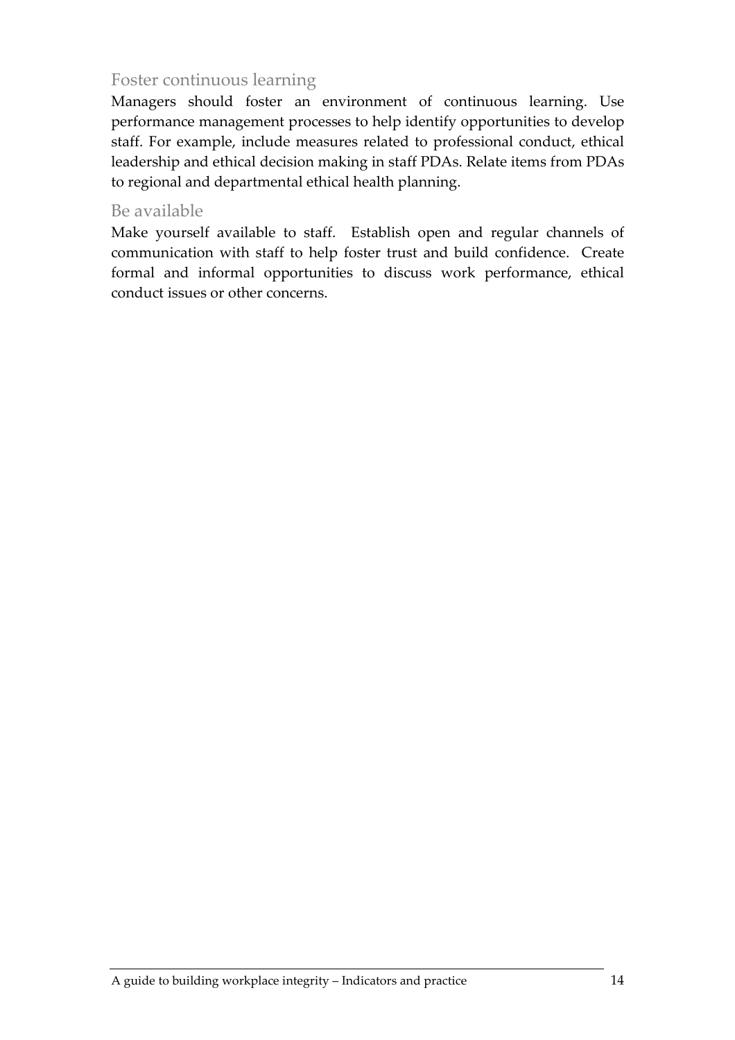### Foster continuous learning

Managers should foster an environment of continuous learning. Use performance management processes to help identify opportunities to develop staff. For example, include measures related to professional conduct, ethical leadership and ethical decision making in staff PDAs. Relate items from PDAs to regional and departmental ethical health planning.

### Be available

Make yourself available to staff. Establish open and regular channels of communication with staff to help foster trust and build confidence. Create formal and informal opportunities to discuss work performance, ethical conduct issues or other concerns.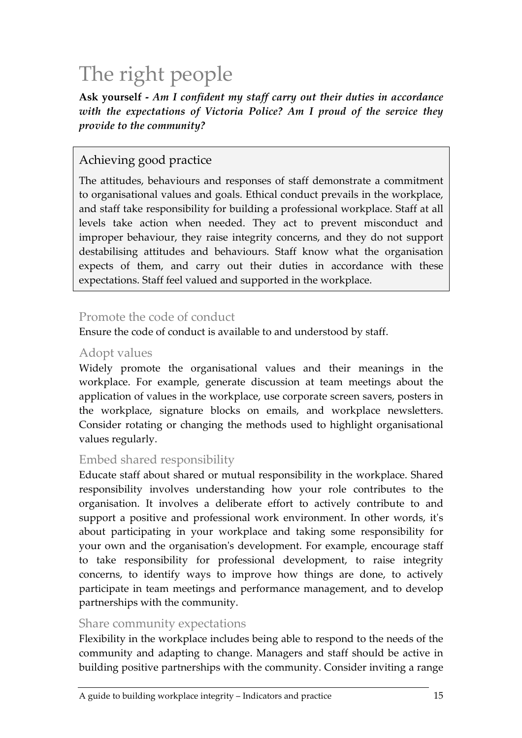# The right people

**Ask yourself -** ***Am I confident my staff carry out their duties in accordance with the expectations of Victoria Police? Am I proud of the service they provide to the community?***

## Achieving good practice

The attitudes, behaviours and responses of staff demonstrate a commitment to organisational values and goals. Ethical conduct prevails in the workplace, and staff take responsibility for building a professional workplace. Staff at all levels take action when needed. They act to prevent misconduct and improper behaviour, they raise integrity concerns, and they do not support destabilising attitudes and behaviours. Staff know what the organisation expects of them, and carry out their duties in accordance with these expectations. Staff feel valued and supported in the workplace.

### Promote the code of conduct

Ensure the code of conduct is available to and understood by staff.

### Adopt values

Widely promote the organisational values and their meanings in the workplace. For example, generate discussion at team meetings about the application of values in the workplace, use corporate screen savers, posters in the workplace, signature blocks on emails, and workplace newsletters. Consider rotating or changing the methods used to highlight organisational values regularly.

### Embed shared responsibility

Educate staff about shared or mutual responsibility in the workplace. Shared responsibility involves understanding how your role contributes to the organisation. It involves a deliberate effort to actively contribute to and support a positive and professional work environment. In other words, it's about participating in your workplace and taking some responsibility for your own and the organisation's development. For example, encourage staff to take responsibility for professional development, to raise integrity concerns, to identify ways to improve how things are done, to actively participate in team meetings and performance management, and to develop partnerships with the community.

### Share community expectations

Flexibility in the workplace includes being able to respond to the needs of the community and adapting to change. Managers and staff should be active in building positive partnerships with the community. Consider inviting a range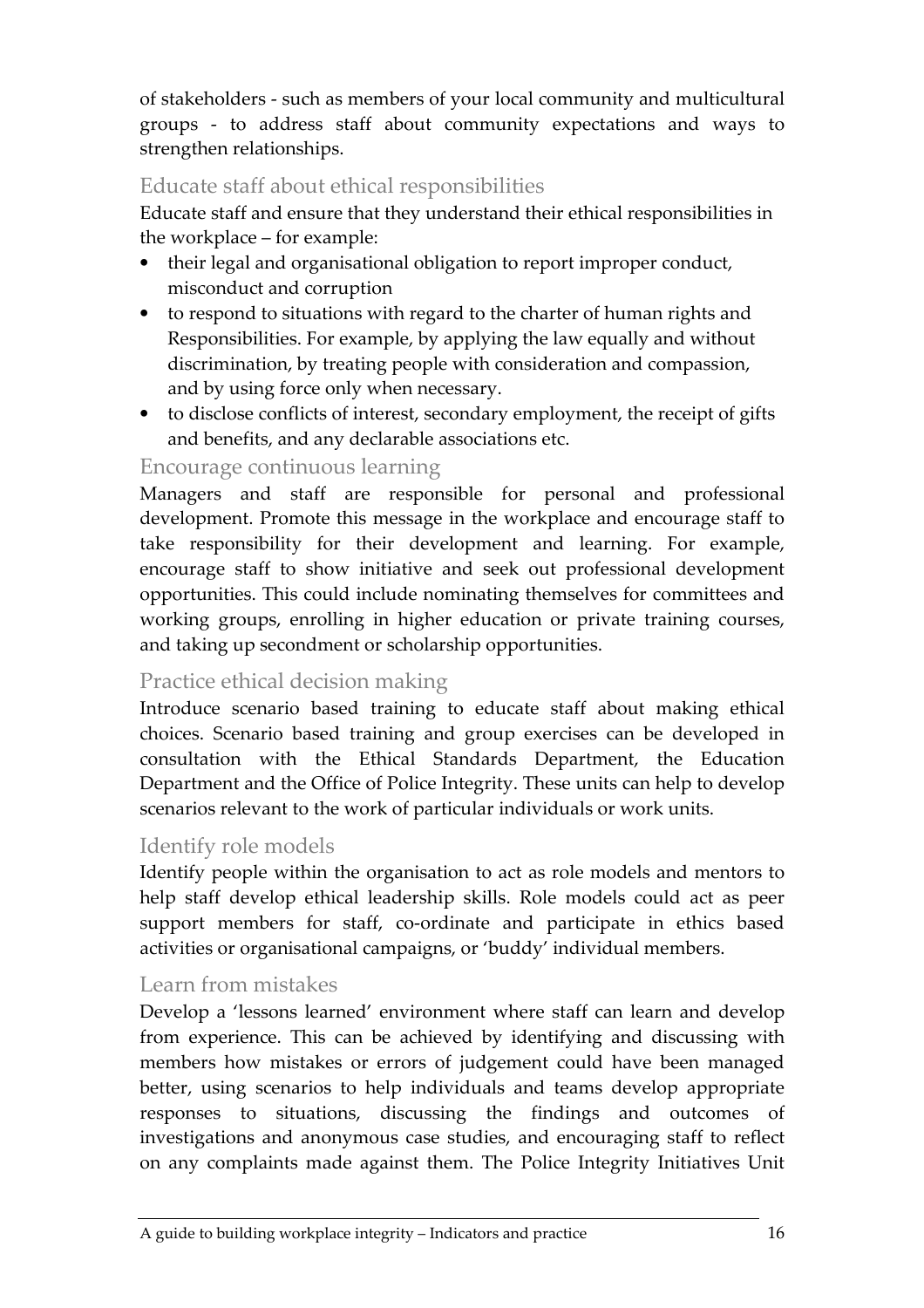of stakeholders - such as members of your local community and multicultural groups - to address staff about community expectations and ways to strengthen relationships.

### Educate staff about ethical responsibilities

Educate staff and ensure that they understand their ethical responsibilities in the workplace – for example:

- their legal and organisational obligation to report improper conduct, misconduct and corruption
- to respond to situations with regard to the charter of human rights and Responsibilities. For example, by applying the law equally and without discrimination, by treating people with consideration and compassion, and by using force only when necessary.
- to disclose conflicts of interest, secondary employment, the receipt of gifts and benefits, and any declarable associations etc.

### Encourage continuous learning

Managers and staff are responsible for personal and professional development. Promote this message in the workplace and encourage staff to take responsibility for their development and learning. For example, encourage staff to show initiative and seek out professional development opportunities. This could include nominating themselves for committees and working groups, enrolling in higher education or private training courses, and taking up secondment or scholarship opportunities.

### Practice ethical decision making

Introduce scenario based training to educate staff about making ethical choices. Scenario based training and group exercises can be developed in consultation with the Ethical Standards Department, the Education Department and the Office of Police Integrity. These units can help to develop scenarios relevant to the work of particular individuals or work units.

### Identify role models

Identify people within the organisation to act as role models and mentors to help staff develop ethical leadership skills. Role models could act as peer support members for staff, co-ordinate and participate in ethics based activities or organisational campaigns, or 'buddy' individual members.

### Learn from mistakes

Develop a 'lessons learned' environment where staff can learn and develop from experience. This can be achieved by identifying and discussing with members how mistakes or errors of judgement could have been managed better, using scenarios to help individuals and teams develop appropriate responses to situations, discussing the findings and outcomes of investigations and anonymous case studies, and encouraging staff to reflect on any complaints made against them. The Police Integrity Initiatives Unit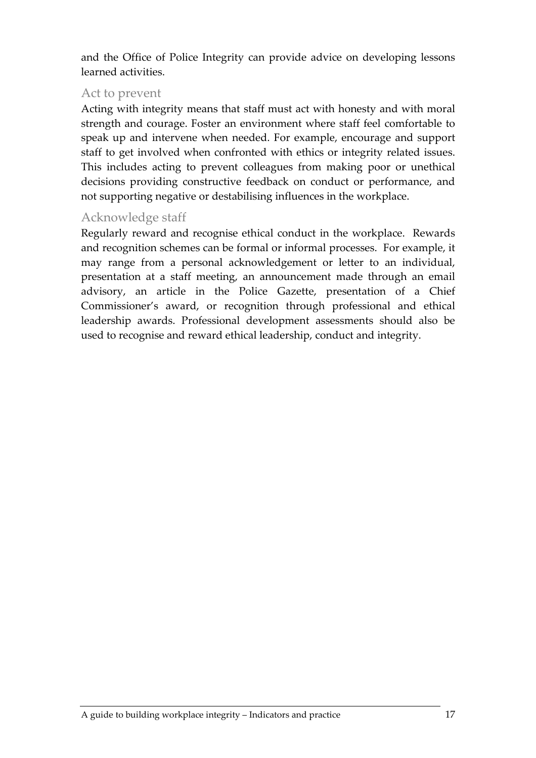and the Office of Police Integrity can provide advice on developing lessons learned activities.

### Act to prevent

Acting with integrity means that staff must act with honesty and with moral strength and courage. Foster an environment where staff feel comfortable to speak up and intervene when needed. For example, encourage and support staff to get involved when confronted with ethics or integrity related issues. This includes acting to prevent colleagues from making poor or unethical decisions providing constructive feedback on conduct or performance, and not supporting negative or destabilising influences in the workplace.

### Acknowledge staff

Regularly reward and recognise ethical conduct in the workplace. Rewards and recognition schemes can be formal or informal processes. For example, it may range from a personal acknowledgement or letter to an individual, presentation at a staff meeting, an announcement made through an email advisory, an article in the Police Gazette, presentation of a Chief Commissioner's award, or recognition through professional and ethical leadership awards. Professional development assessments should also be used to recognise and reward ethical leadership, conduct and integrity.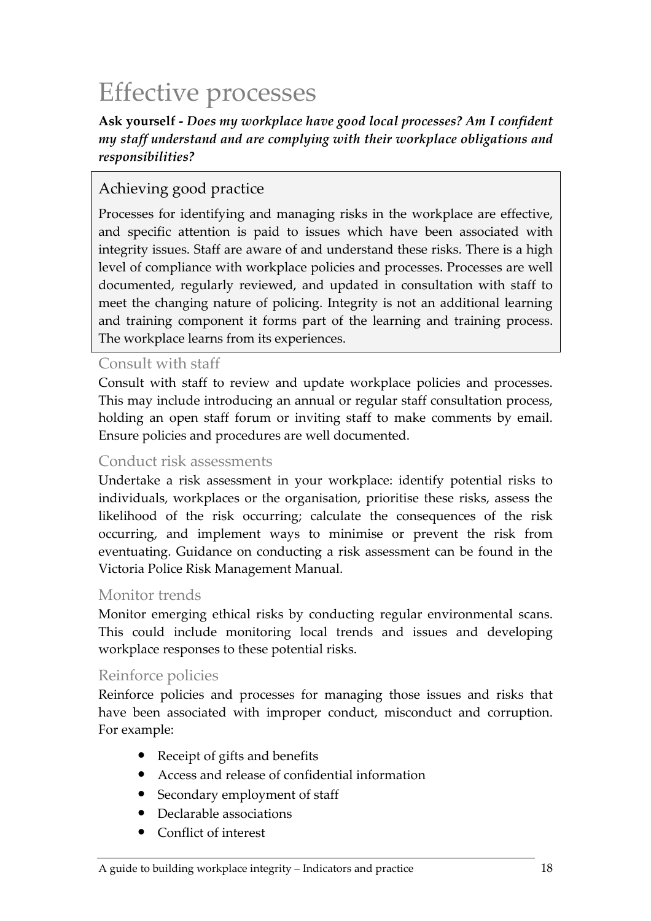# Effective processes

**Ask yourself -** ***Does my workplace have good local processes? Am I confident my staff understand and are complying with their workplace obligations and responsibilities?***

## Achieving good practice

Processes for identifying and managing risks in the workplace are effective, and specific attention is paid to issues which have been associated with integrity issues. Staff are aware of and understand these risks. There is a high level of compliance with workplace policies and processes. Processes are well documented, regularly reviewed, and updated in consultation with staff to meet the changing nature of policing. Integrity is not an additional learning and training component it forms part of the learning and training process. The workplace learns from its experiences.

### Consult with staff

Consult with staff to review and update workplace policies and processes. This may include introducing an annual or regular staff consultation process, holding an open staff forum or inviting staff to make comments by email. Ensure policies and procedures are well documented.

### Conduct risk assessments

Undertake a risk assessment in your workplace: identify potential risks to individuals, workplaces or the organisation, prioritise these risks, assess the likelihood of the risk occurring; calculate the consequences of the risk occurring, and implement ways to minimise or prevent the risk from eventuating. Guidance on conducting a risk assessment can be found in the Victoria Police Risk Management Manual.

### Monitor trends

Monitor emerging ethical risks by conducting regular environmental scans. This could include monitoring local trends and issues and developing workplace responses to these potential risks.

### Reinforce policies

Reinforce policies and processes for managing those issues and risks that have been associated with improper conduct, misconduct and corruption. For example:

- Receipt of gifts and benefits
- Access and release of confidential information
- Secondary employment of staff
- Declarable associations
- Conflict of interest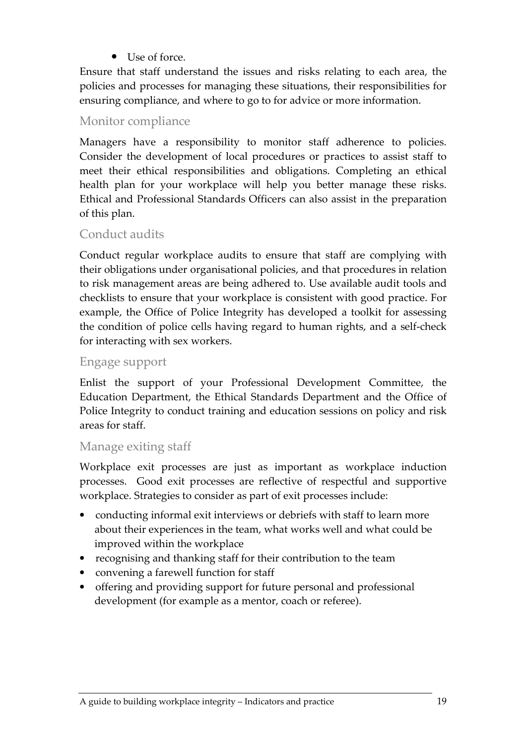- Use of force.

Ensure that staff understand the issues and risks relating to each area, the policies and processes for managing these situations, their responsibilities for ensuring compliance, and where to go to for advice or more information.

### Monitor compliance

Managers have a responsibility to monitor staff adherence to policies. Consider the development of local procedures or practices to assist staff to meet their ethical responsibilities and obligations. Completing an ethical health plan for your workplace will help you better manage these risks. Ethical and Professional Standards Officers can also assist in the preparation of this plan.

### Conduct audits

Conduct regular workplace audits to ensure that staff are complying with their obligations under organisational policies, and that procedures in relation to risk management areas are being adhered to. Use available audit tools and checklists to ensure that your workplace is consistent with good practice. For example, the Office of Police Integrity has developed a toolkit for assessing the condition of police cells having regard to human rights, and a self-check for interacting with sex workers.

### Engage support

Enlist the support of your Professional Development Committee, the Education Department, the Ethical Standards Department and the Office of Police Integrity to conduct training and education sessions on policy and risk areas for staff.

### Manage exiting staff

Workplace exit processes are just as important as workplace induction processes. Good exit processes are reflective of respectful and supportive workplace. Strategies to consider as part of exit processes include:

- conducting informal exit interviews or debriefs with staff to learn more about their experiences in the team, what works well and what could be improved within the workplace
- recognising and thanking staff for their contribution to the team
- convening a farewell function for staff
- offering and providing support for future personal and professional development (for example as a mentor, coach or referee).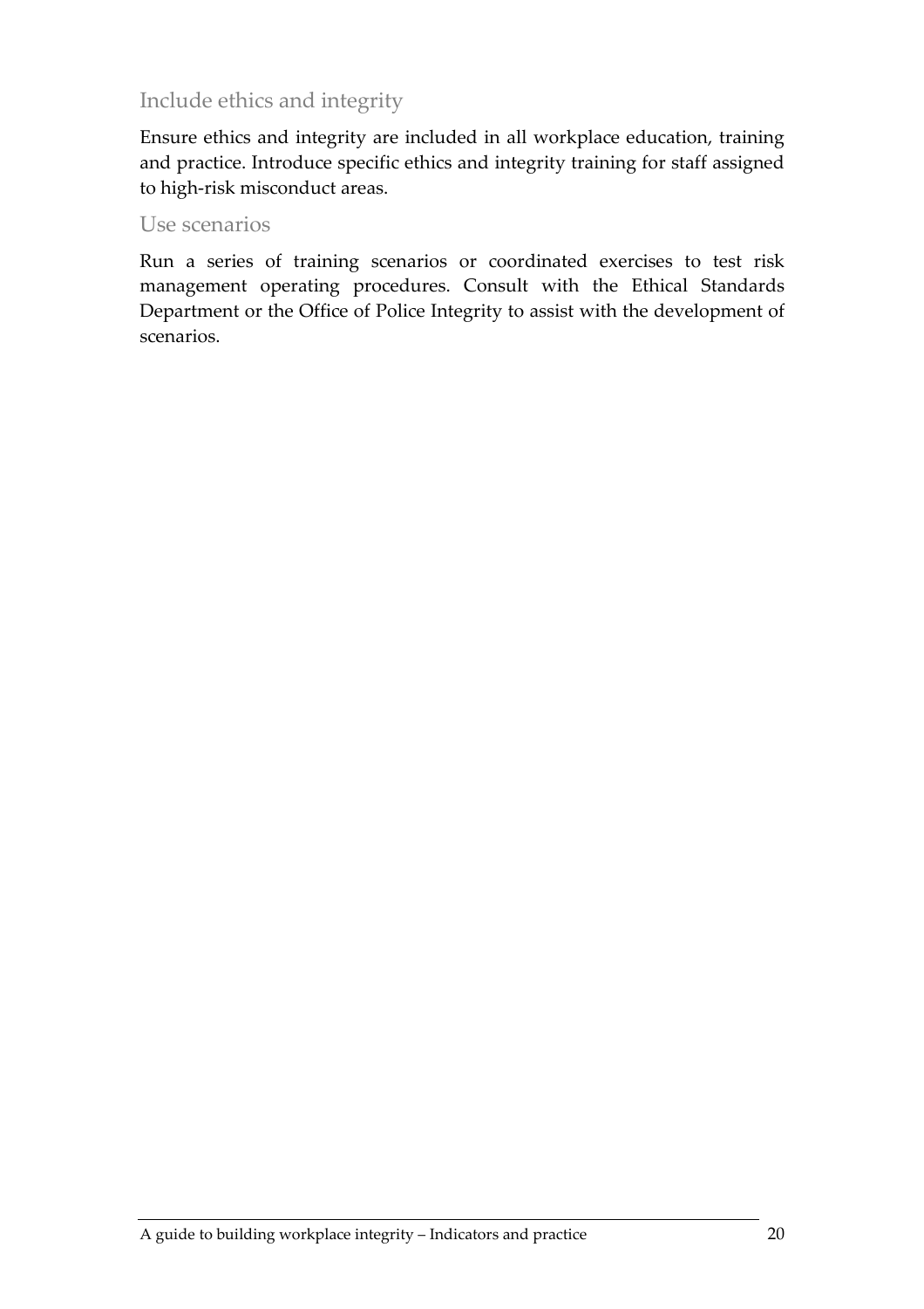### Include ethics and integrity

Ensure ethics and integrity are included in all workplace education, training and practice. Introduce specific ethics and integrity training for staff assigned to high-risk misconduct areas.

### Use scenarios

Run a series of training scenarios or coordinated exercises to test risk management operating procedures. Consult with the Ethical Standards Department or the Office of Police Integrity to assist with the development of scenarios.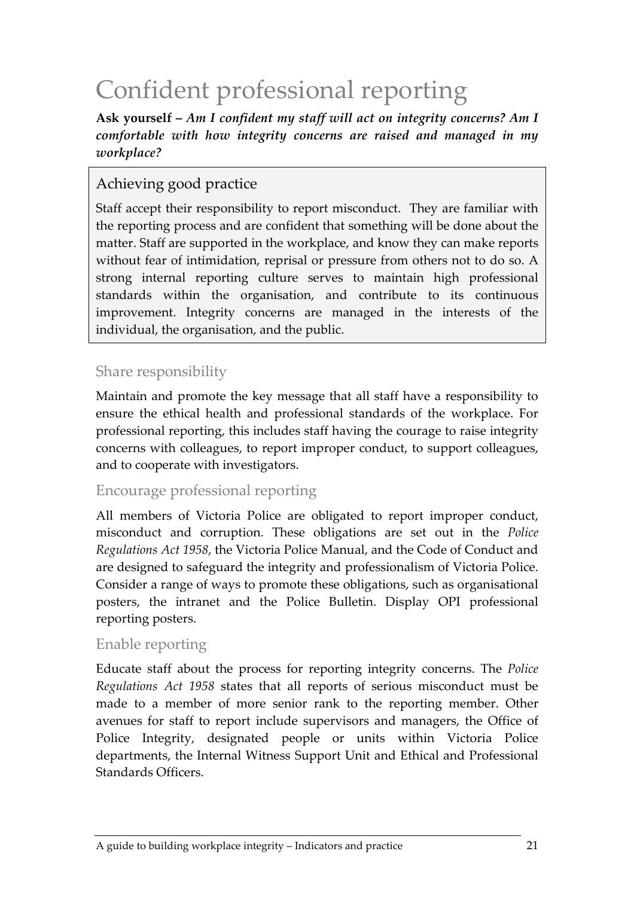# Confident professional reporting

**Ask yourself –** ***Am I confident my staff will act on integrity concerns? Am I comfortable with how integrity concerns are raised and managed in my workplace?***

## Achieving good practice

Staff accept their responsibility to report misconduct. They are familiar with the reporting process and are confident that something will be done about the matter. Staff are supported in the workplace, and know they can make reports without fear of intimidation, reprisal or pressure from others not to do so. A strong internal reporting culture serves to maintain high professional standards within the organisation, and contribute to its continuous improvement. Integrity concerns are managed in the interests of the individual, the organisation, and the public.

## Share responsibility

Maintain and promote the key message that all staff have a responsibility to ensure the ethical health and professional standards of the workplace. For professional reporting, this includes staff having the courage to raise integrity concerns with colleagues, to report improper conduct, to support colleagues, and to cooperate with investigators.

## Encourage professional reporting

All members of Victoria Police are obligated to report improper conduct, misconduct and corruption. These obligations are set out in the *Police Regulations Act 1958*, the Victoria Police Manual, and the Code of Conduct and are designed to safeguard the integrity and professionalism of Victoria Police. Consider a range of ways to promote these obligations, such as organisational posters, the intranet and the Police Bulletin. Display OPI professional reporting posters.

## Enable reporting

Educate staff about the process for reporting integrity concerns. The *Police Regulations Act 1958* states that all reports of serious misconduct must be made to a member of more senior rank to the reporting member. Other avenues for staff to report include supervisors and managers, the Office of Police Integrity, designated people or units within Victoria Police departments, the Internal Witness Support Unit and Ethical and Professional Standards Officers.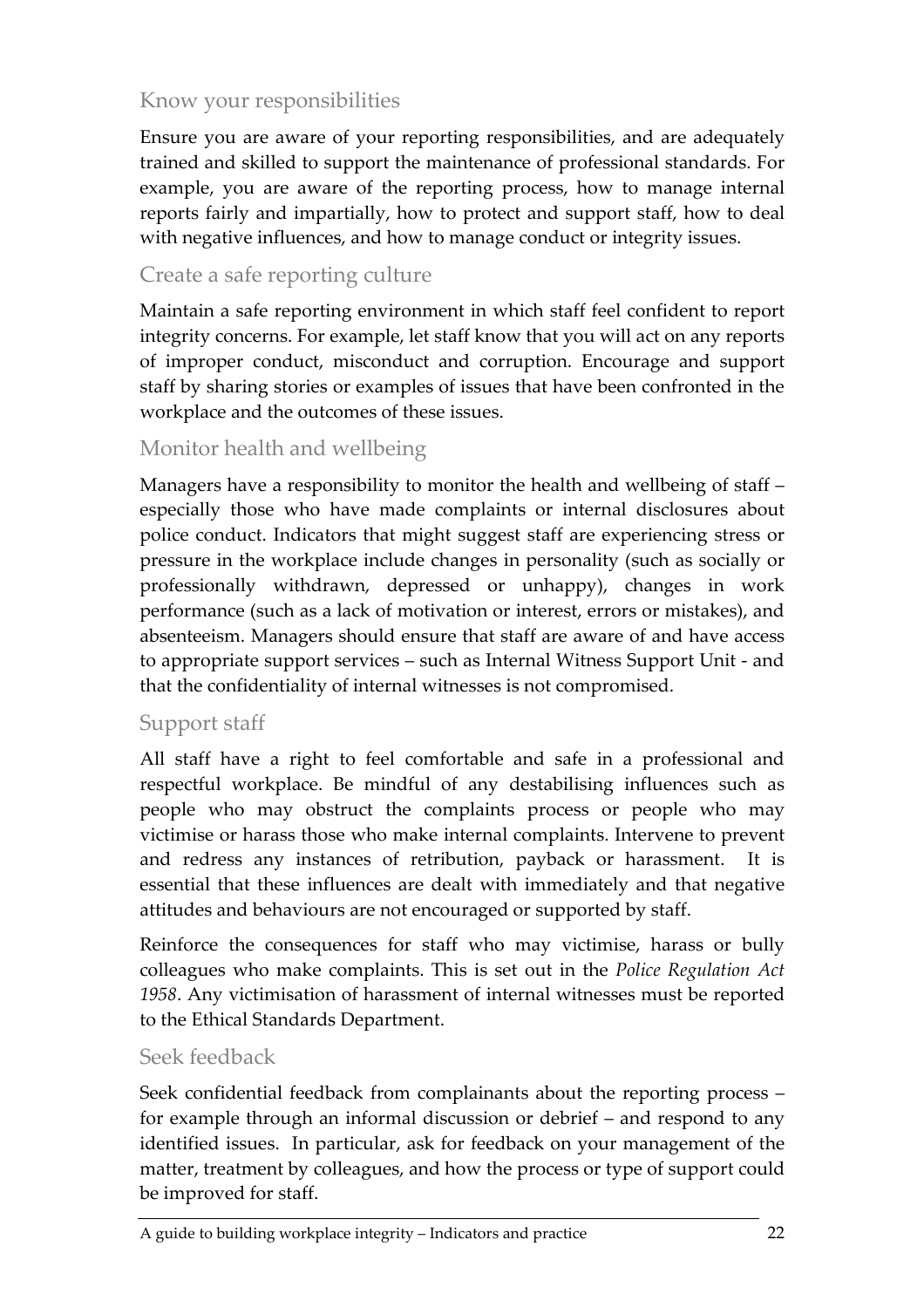## Know your responsibilities

Ensure you are aware of your reporting responsibilities, and are adequately trained and skilled to support the maintenance of professional standards. For example, you are aware of the reporting process, how to manage internal reports fairly and impartially, how to protect and support staff, how to deal with negative influences, and how to manage conduct or integrity issues.

## Create a safe reporting culture

Maintain a safe reporting environment in which staff feel confident to report integrity concerns. For example, let staff know that you will act on any reports of improper conduct, misconduct and corruption. Encourage and support staff by sharing stories or examples of issues that have been confronted in the workplace and the outcomes of these issues.

## Monitor health and wellbeing

Managers have a responsibility to monitor the health and wellbeing of staff – especially those who have made complaints or internal disclosures about police conduct. Indicators that might suggest staff are experiencing stress or pressure in the workplace include changes in personality (such as socially or professionally withdrawn, depressed or unhappy), changes in work performance (such as a lack of motivation or interest, errors or mistakes), and absenteeism. Managers should ensure that staff are aware of and have access to appropriate support services – such as Internal Witness Support Unit - and that the confidentiality of internal witnesses is not compromised.

## Support staff

All staff have a right to feel comfortable and safe in a professional and respectful workplace. Be mindful of any destabilising influences such as people who may obstruct the complaints process or people who may victimise or harass those who make internal complaints. Intervene to prevent and redress any instances of retribution, payback or harassment. It is essential that these influences are dealt with immediately and that negative attitudes and behaviours are not encouraged or supported by staff.

Reinforce the consequences for staff who may victimise, harass or bully colleagues who make complaints. This is set out in the *Police Regulation Act 1958*. Any victimisation of harassment of internal witnesses must be reported to the Ethical Standards Department.

## Seek feedback

Seek confidential feedback from complainants about the reporting process – for example through an informal discussion or debrief – and respond to any identified issues. In particular, ask for feedback on your management of the matter, treatment by colleagues, and how the process or type of support could be improved for staff.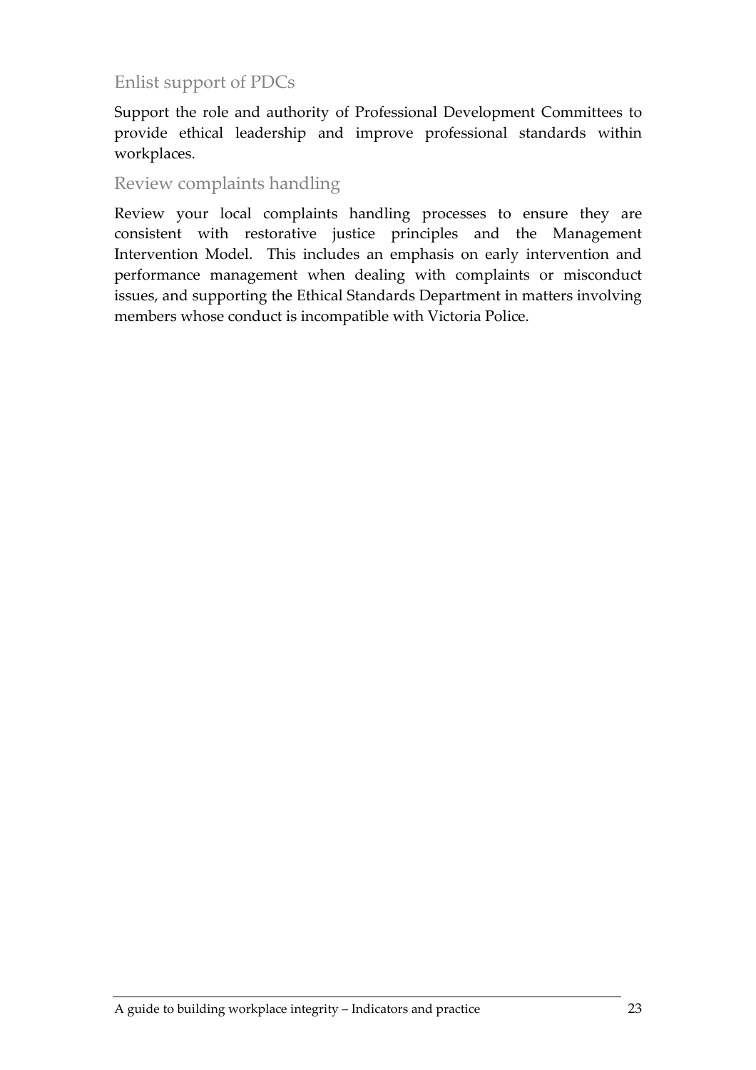### Enlist support of PDCs

Support the role and authority of Professional Development Committees to provide ethical leadership and improve professional standards within workplaces.

### Review complaints handling

Review your local complaints handling processes to ensure they are consistent with restorative justice principles and the Management Intervention Model. This includes an emphasis on early intervention and performance management when dealing with complaints or misconduct issues, and supporting the Ethical Standards Department in matters involving members whose conduct is incompatible with Victoria Police.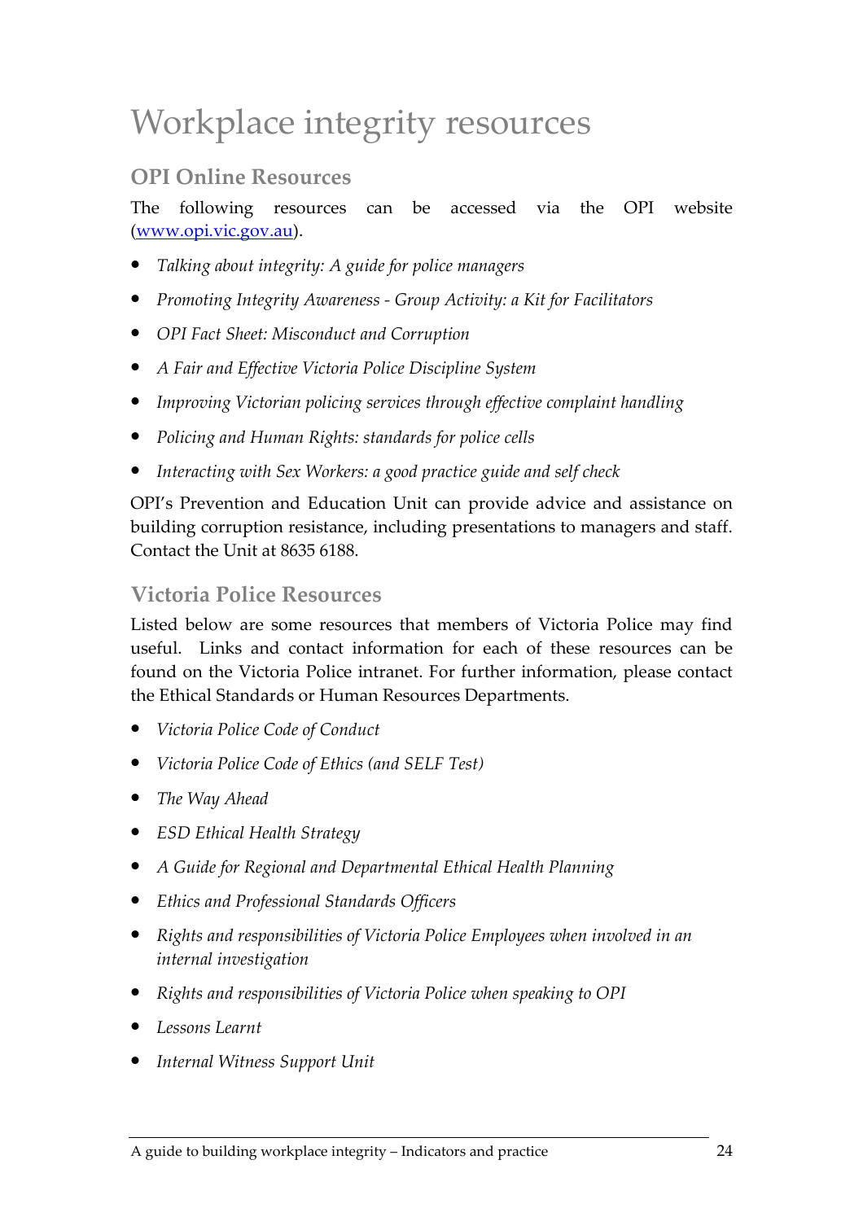# Workplace integrity resources

## OPI Online Resources

The following resources can be accessed via the OPI website ([www.opi.vic.gov.au](http://www.opi.vic.gov.au)).

- *Talking about integrity: A guide for police managers*
- *Promoting Integrity Awareness - Group Activity: a Kit for Facilitators*
- *OPI Fact Sheet: Misconduct and Corruption*
- *A Fair and Effective Victoria Police Discipline System*
- *Improving Victorian policing services through effective complaint handling*
- *Policing and Human Rights: standards for police cells*
- *Interacting with Sex Workers: a good practice guide and self check*

OPI's Prevention and Education Unit can provide advice and assistance on building corruption resistance, including presentations to managers and staff. Contact the Unit at 8635 6188.

## Victoria Police Resources

Listed below are some resources that members of Victoria Police may find useful. Links and contact information for each of these resources can be found on the Victoria Police intranet. For further information, please contact the Ethical Standards or Human Resources Departments.

- *Victoria Police Code of Conduct*
- *Victoria Police Code of Ethics (and SELF Test)*
- *The Way Ahead*
- *ESD Ethical Health Strategy*
- *A Guide for Regional and Departmental Ethical Health Planning*
- *Ethics and Professional Standards Officers*
- *Rights and responsibilities of Victoria Police Employees when involved in an internal investigation*
- *Rights and responsibilities of Victoria Police when speaking to OPI*
- *Lessons Learnt*
- *Internal Witness Support Unit*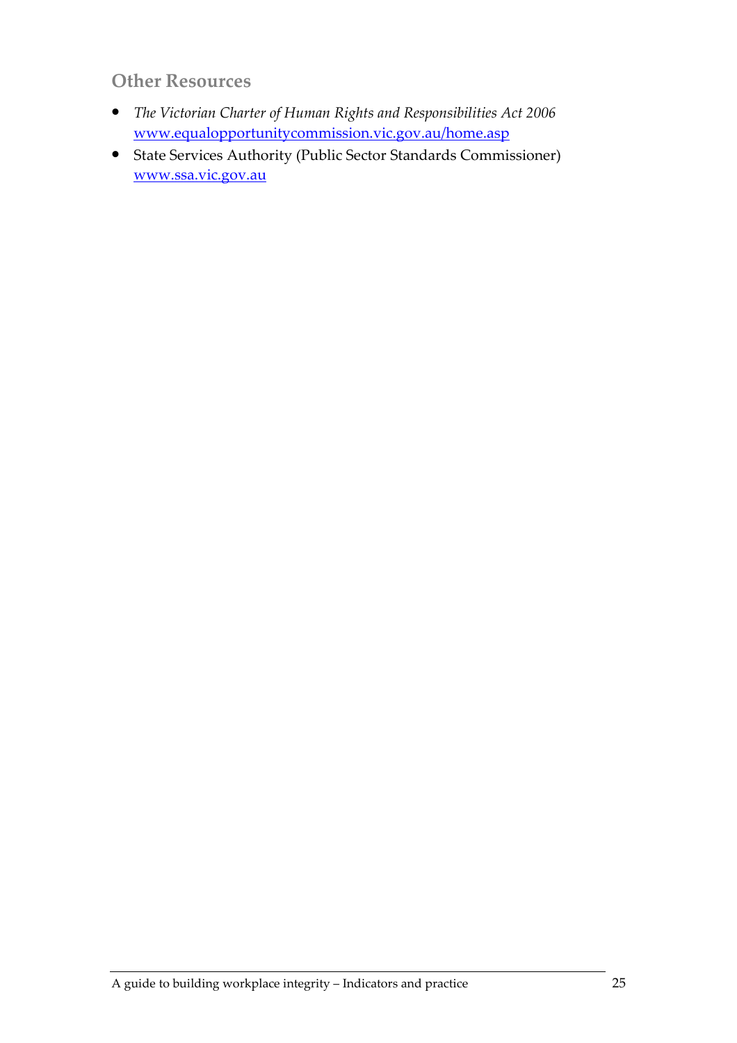## Other Resources

- *The Victorian Charter of Human Rights and Responsibilities Act 2006* [www.equalopportunitycommission.vic.gov.au/home.asp](http://www.equalopportunitycommission.vic.gov.au/home.asp)
- State Services Authority (Public Sector Standards Commissioner) [www.ssa.vic.gov.au](http://www.ssa.vic.gov.au)